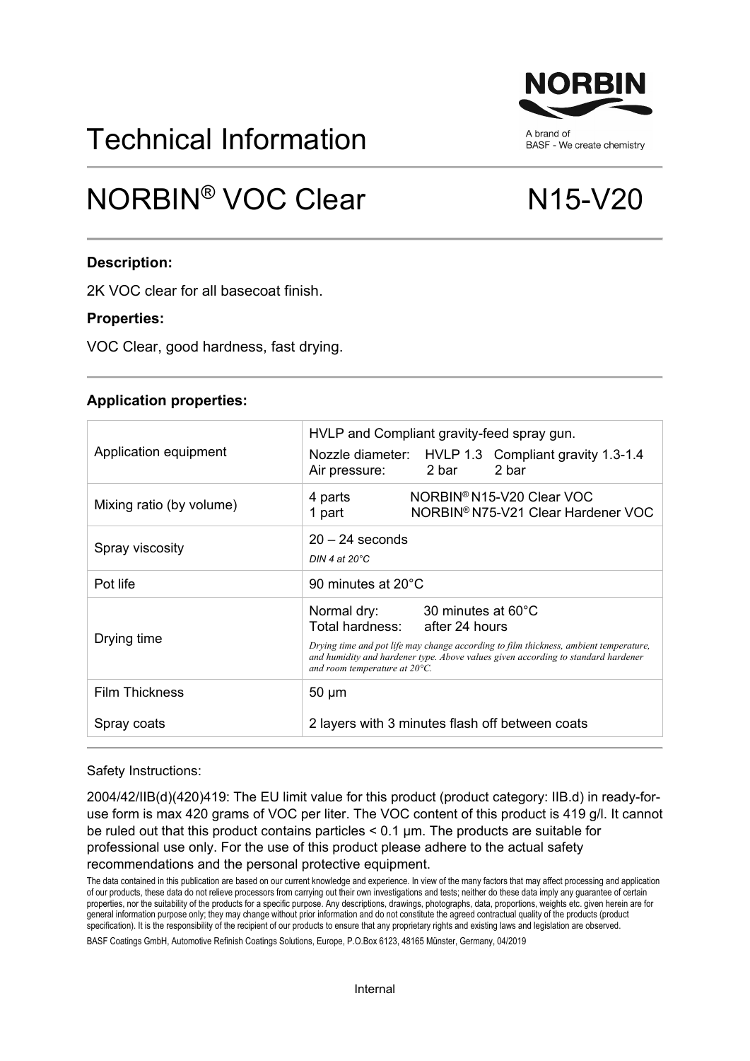# Technical Information

A brand of
BASF - We create chemistry

# NORBIN® VOC Clear N15-V20

**Description:**

2K VOC clear for all basecoat finish.

**Properties:**

VOC Clear, good hardness, fast drying.

**Application properties:**

| | |
|---|---|
| Application equipment | HVLP and Compliant gravity-feed spray gun.<br>Nozzle diameter: HVLP 1.3 Compliant gravity 1.3-1.4<br>Air pressure: 2 bar 2 bar |
| Mixing ratio (by volume) | 4 parts NORBIN® N15-V20 Clear VOC<br>1 part NORBIN® N75-V21 Clear Hardener VOC |
| Spray viscosity | 20 – 24 seconds<br>*DIN 4 at 20°C* |
| Pot life | 90 minutes at 20°C |
| Drying time | Normal dry: 30 minutes at 60°C<br>Total hardness: after 24 hours<br>*Drying time and pot life may change according to film thickness, ambient temperature, and humidity and hardener type. Above values given according to standard hardener and room temperature at 20°C.* |
| Film Thickness | 50 µm |
| Spray coats | 2 layers with 3 minutes flash off between coats |

Safety Instructions:

2004/42/IIB(d)(420)419: The EU limit value for this product (product category: IIB.d) in ready-for-use form is max 420 grams of VOC per liter. The VOC content of this product is 419 g/l. It cannot be ruled out that this product contains particles < 0.1 µm. The products are suitable for professional use only. For the use of this product please adhere to the actual safety recommendations and the personal protective equipment.

The data contained in this publication are based on our current knowledge and experience. In view of the many factors that may affect processing and application of our products, these data do not relieve processors from carrying out their own investigations and tests; neither do these data imply any guarantee of certain properties, nor the suitability of the products for a specific purpose. Any descriptions, drawings, photographs, data, proportions, weights etc. given herein are for general information purpose only; they may change without prior information and do not constitute the agreed contractual quality of the products (product specification). It is the responsibility of the recipient of our products to ensure that any proprietary rights and existing laws and legislation are observed.

BASF Coatings GmbH, Automotive Refinish Coatings Solutions, Europe, P.O.Box 6123, 48165 Münster, Germany, 04/2019

Internal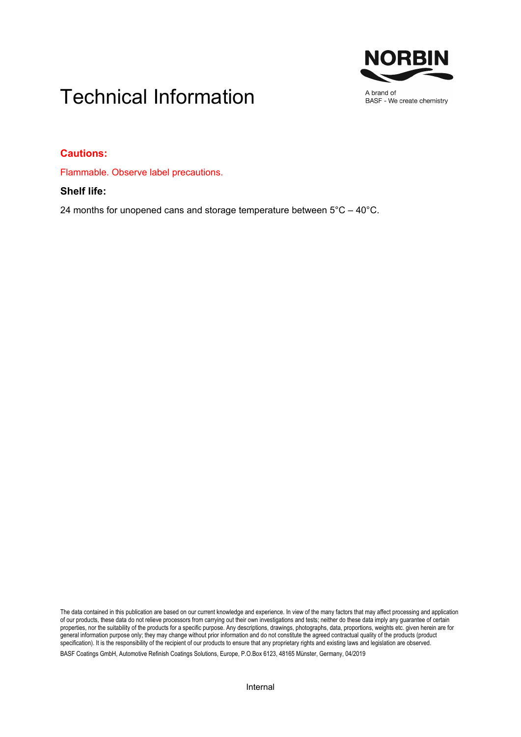# Technical Information

NORBIN

A brand of
BASF - We create chemistry

**Cautions:**

Flammable. Observe label precautions.

**Shelf life:**

24 months for unopened cans and storage temperature between 5°C – 40°C.

The data contained in this publication are based on our current knowledge and experience. In view of the many factors that may affect processing and application of our products, these data do not relieve processors from carrying out their own investigations and tests; neither do these data imply any guarantee of certain properties, nor the suitability of the products for a specific purpose. Any descriptions, drawings, photographs, data, proportions, weights etc. given herein are for general information purpose only; they may change without prior information and do not constitute the agreed contractual quality of the products (product specification). It is the responsibility of the recipient of our products to ensure that any proprietary rights and existing laws and legislation are observed.

BASF Coatings GmbH, Automotive Refinish Coatings Solutions, Europe, P.O.Box 6123, 48165 Münster, Germany, 04/2019

Internal